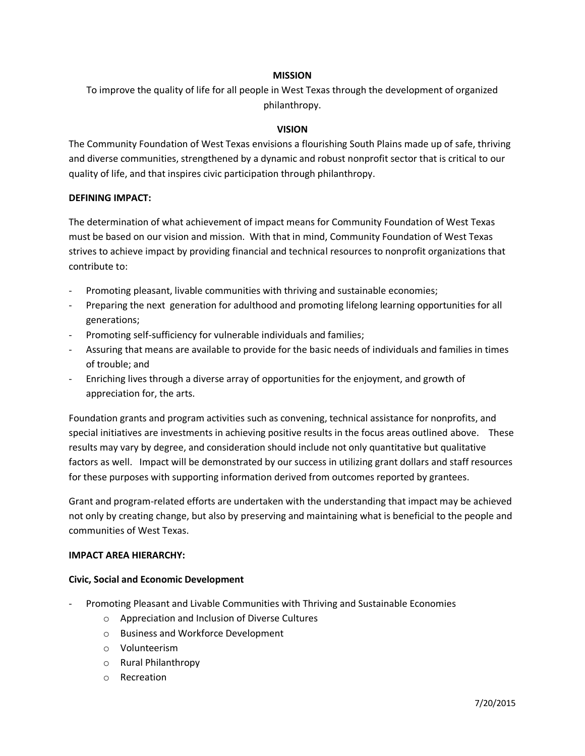## MISSION

To improve the quality of life for all people in West Texas through the development of organized philanthropy.

## VISION

The Community Foundation of West Texas envisions a flourishing South Plains made up of safe, thriving and diverse communities, strengthened by a dynamic and robust nonprofit sector that is critical to our quality of life, and that inspires civic participation through philanthropy.

## DEFINING IMPACT:

The determination of what achievement of impact means for Community Foundation of West Texas must be based on our vision and mission. With that in mind, Community Foundation of West Texas strives to achieve impact by providing financial and technical resources to nonprofit organizations that contribute to:

- Promoting pleasant, livable communities with thriving and sustainable economies;
- Preparing the next generation for adulthood and promoting lifelong learning opportunities for all generations;
- Promoting self-sufficiency for vulnerable individuals and families;
- Assuring that means are available to provide for the basic needs of individuals and families in times of trouble; and
- Enriching lives through a diverse array of opportunities for the enjoyment, and growth of appreciation for, the arts.

Foundation grants and program activities such as convening, technical assistance for nonprofits, and special initiatives are investments in achieving positive results in the focus areas outlined above. These results may vary by degree, and consideration should include not only quantitative but qualitative factors as well. Impact will be demonstrated by our success in utilizing grant dollars and staff resources for these purposes with supporting information derived from outcomes reported by grantees.

Grant and program-related efforts are undertaken with the understanding that impact may be achieved not only by creating change, but also by preserving and maintaining what is beneficial to the people and communities of West Texas.

## IMPACT AREA HIERARCHY:

### Civic, Social and Economic Development

- Promoting Pleasant and Livable Communities with Thriving and Sustainable Economies
  - Appreciation and Inclusion of Diverse Cultures
  - Business and Workforce Development
  - Volunteerism
  - Rural Philanthropy
  - Recreation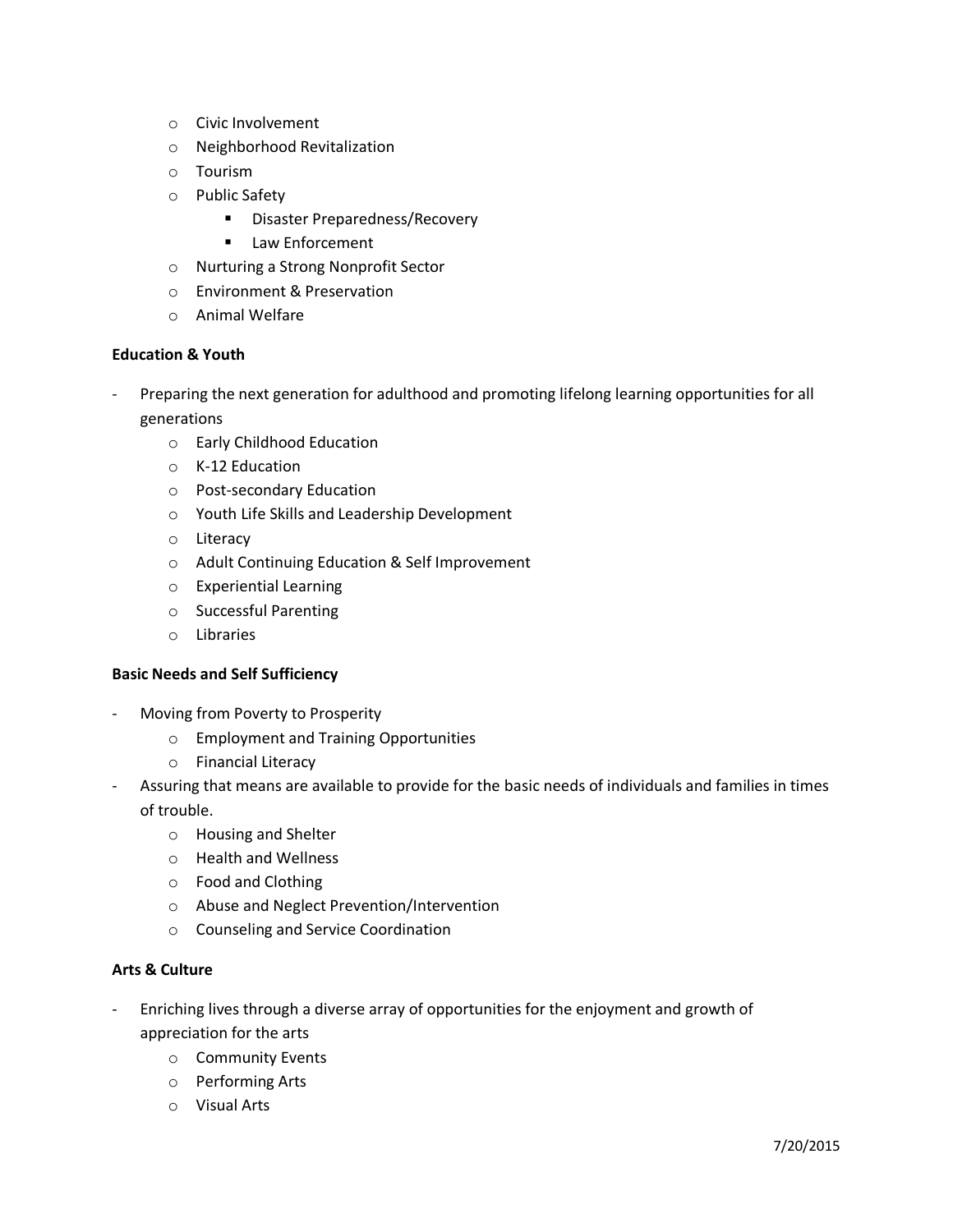- Civic Involvement
    - Neighborhood Revitalization
    - Tourism
    - Public Safety
        - Disaster Preparedness/Recovery
        - Law Enforcement
    - Nurturing a Strong Nonprofit Sector
    - Environment & Preservation
    - Animal Welfare

**Education & Youth**

- Preparing the next generation for adulthood and promoting lifelong learning opportunities for all generations
    - Early Childhood Education
    - K-12 Education
    - Post-secondary Education
    - Youth Life Skills and Leadership Development
    - Literacy
    - Adult Continuing Education & Self Improvement
    - Experiential Learning
    - Successful Parenting
    - Libraries

**Basic Needs and Self Sufficiency**

- Moving from Poverty to Prosperity
    - Employment and Training Opportunities
    - Financial Literacy
- Assuring that means are available to provide for the basic needs of individuals and families in times of trouble.
    - Housing and Shelter
    - Health and Wellness
    - Food and Clothing
    - Abuse and Neglect Prevention/Intervention
    - Counseling and Service Coordination

**Arts & Culture**

- Enriching lives through a diverse array of opportunities for the enjoyment and growth of appreciation for the arts
    - Community Events
    - Performing Arts
    - Visual Arts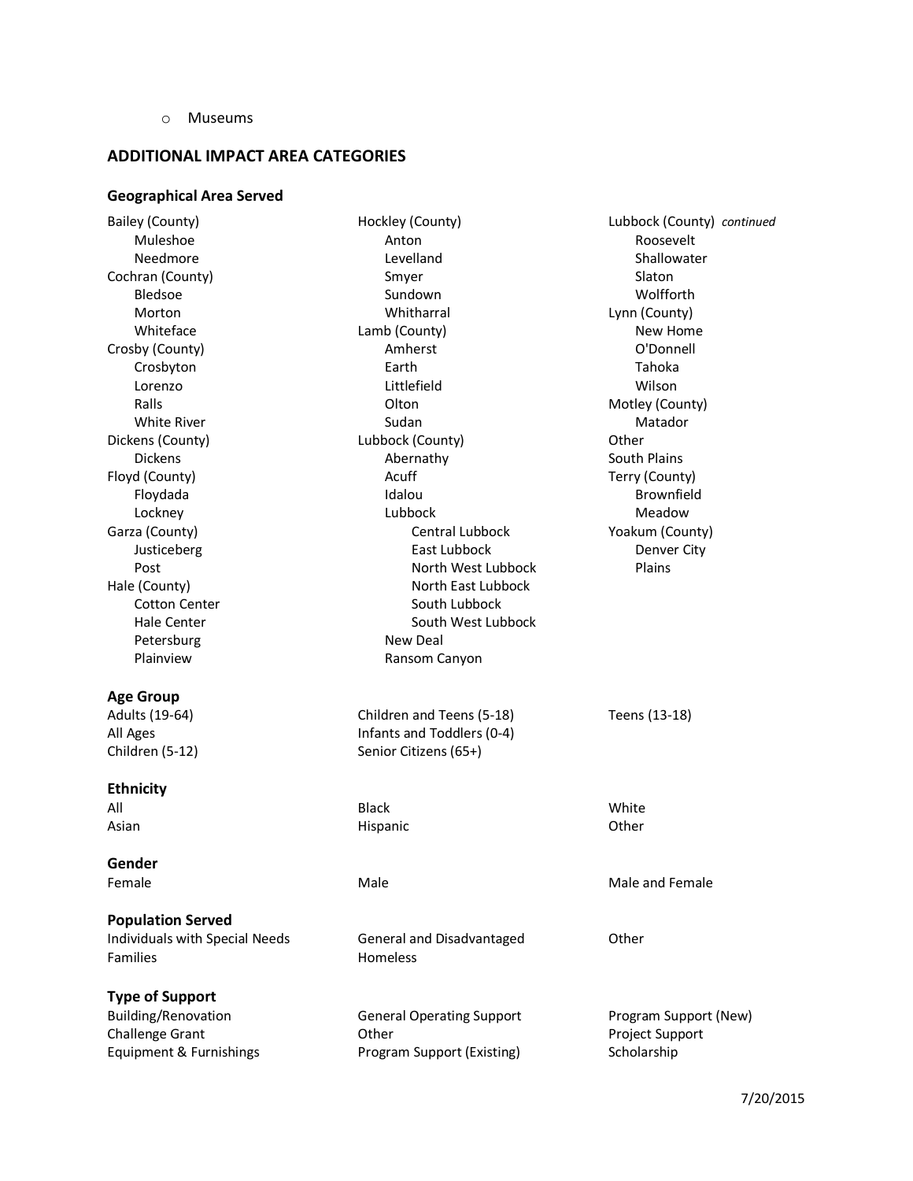- Museums

## ADDITIONAL IMPACT AREA CATEGORIES

### Geographical Area Served

- Bailey (County)
  - Muleshoe
  - Needmore
- Cochran (County)
  - Bledsoe
  - Morton
  - Whiteface
- Crosby (County)
  - Crosbyton
  - Lorenzo
  - Ralls
  - White River
- Dickens (County)
  - Dickens
- Floyd (County)
  - Floydada
  - Lockney
- Garza (County)
  - Justiceberg
  - Post
- Hale (County)
  - Cotton Center
  - Hale Center
  - Petersburg
  - Plainview
- Hockley (County)
  - Anton
  - Levelland
  - Smyer
  - Sundown
  - Whitharral
- Lamb (County)
  - Amherst
  - Earth
  - Littlefield
  - Olton
  - Sudan
- Lubbock (County)
  - Abernathy
  - Acuff
  - Idalou
  - Lubbock
    - Central Lubbock
    - East Lubbock
    - North West Lubbock
    - North East Lubbock
    - South Lubbock
    - South West Lubbock
  - New Deal
  - Ransom Canyon

Lubbock (County) *continued*

  - Roosevelt
  - Shallowater
  - Slaton
  - Wolfforth
- Lynn (County)
  - New Home
  - O'Donnell
  - Tahoka
  - Wilson
- Motley (County)
  - Matador
- Other
- South Plains
- Terry (County)
  - Brownfield
  - Meadow
- Yoakum (County)
  - Denver City
  - Plains

### Age Group

- Adults (19-64)
- All Ages
- Children (5-12)
- Children and Teens (5-18)
- Infants and Toddlers (0-4)
- Senior Citizens (65+)
- Teens (13-18)

### Ethnicity

- All
- Asian
- Black
- Hispanic
- White
- Other

### Gender

- Female
- Male
- Male and Female

### Population Served

- Individuals with Special Needs
- Families
- General and Disadvantaged
- Homeless
- Other

### Type of Support

- Building/Renovation
- Challenge Grant
- Equipment & Furnishings
- General Operating Support
- Other
- Program Support (Existing)
- Program Support (New)
- Project Support
- Scholarship

7/20/2015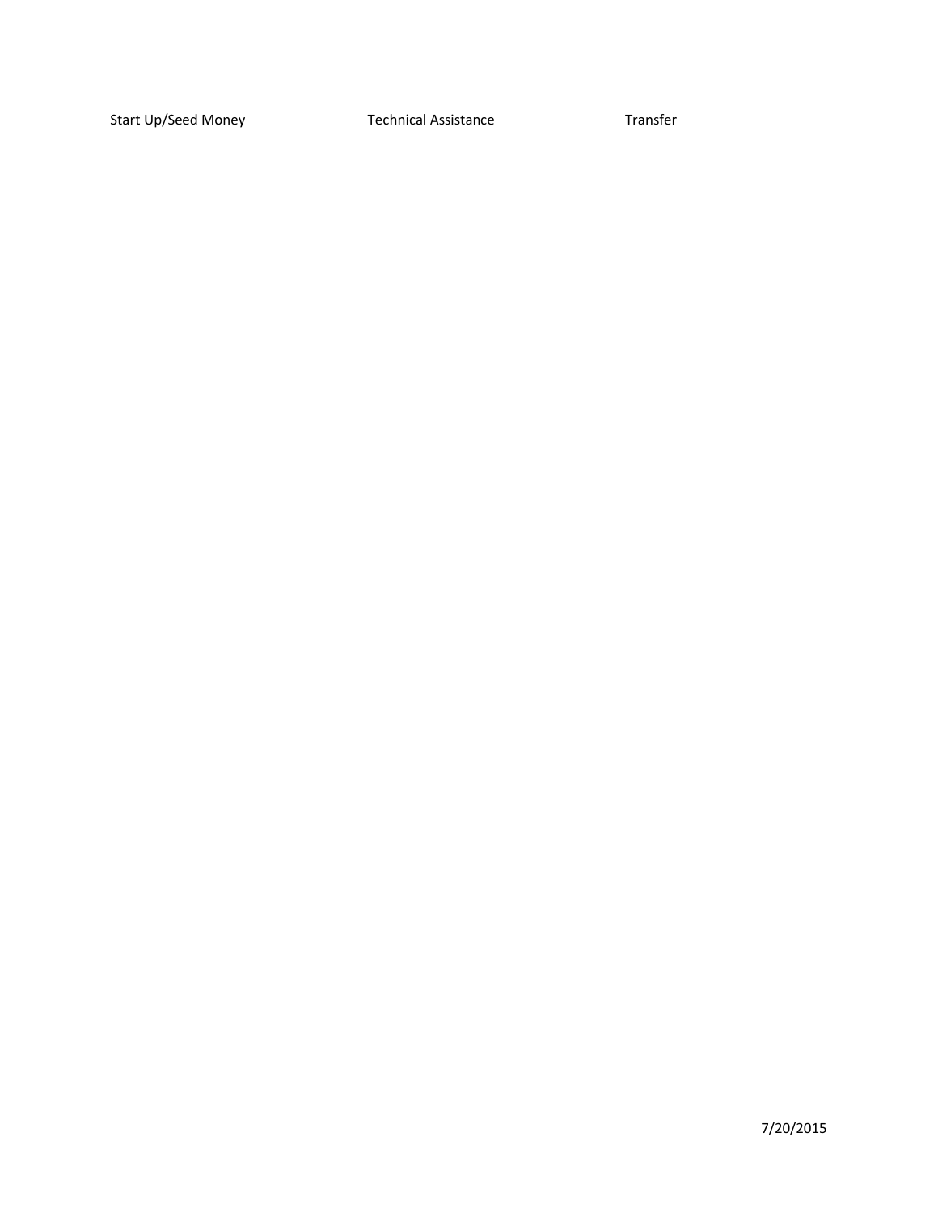Start Up/Seed Money Technical Assistance Transfer